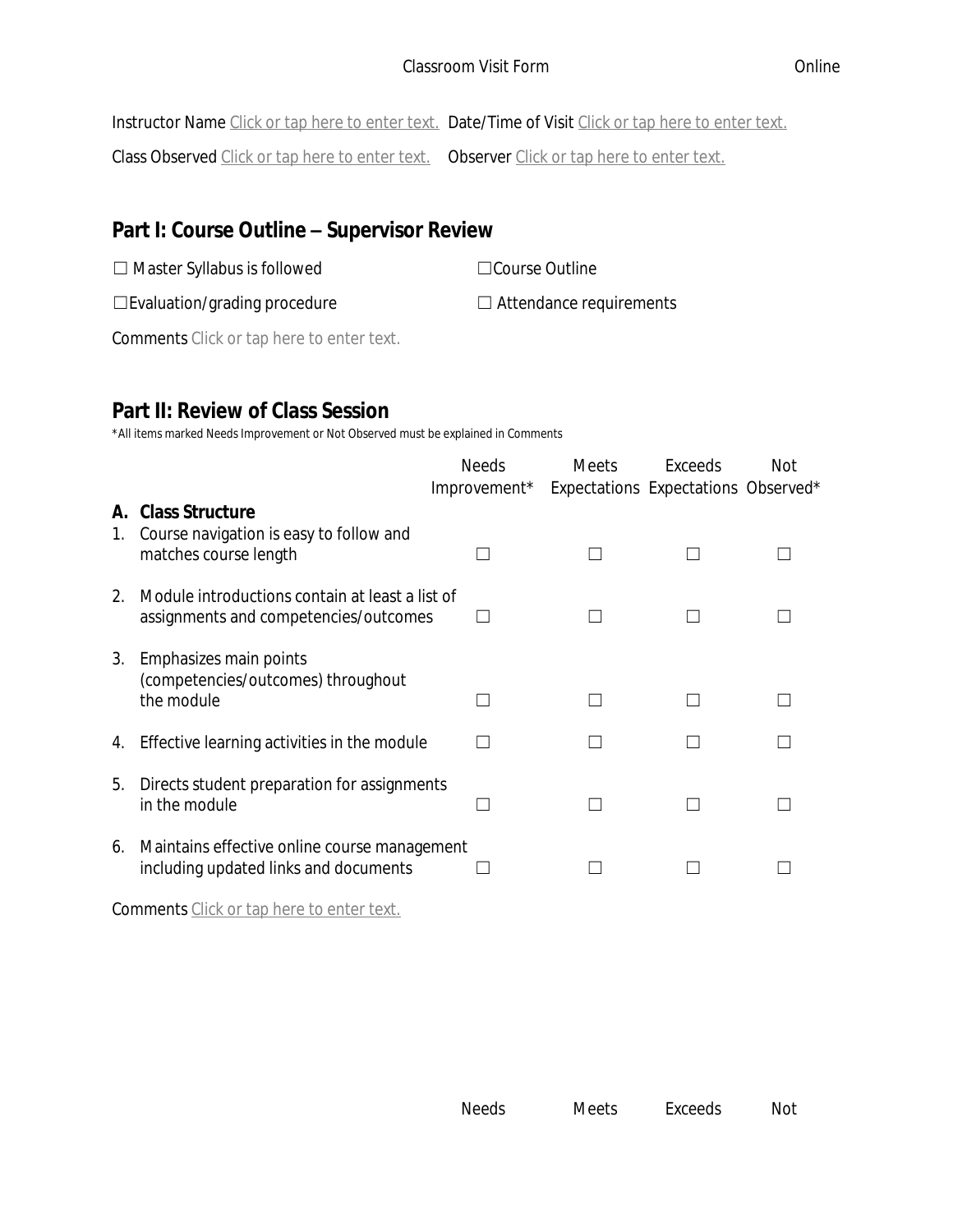Classroom Visit Form — Online

Instructor Name Click or tap here to enter text. Date/Time of Visit Click or tap here to enter text.

Class Observed Click or tap here to enter text. Observer Click or tap here to enter text.

## Part I: Course Outline – Supervisor Review

☐ Master Syllabus is followed

☐Course Outline

☐Evaluation/grading procedure

☐ Attendance requirements

Comments Click or tap here to enter text.

## Part II: Review of Class Session

*All items marked Needs Improvement or Not Observed must be explained in Comments

| | Needs Improvement* | Meets Expectations | Exceeds Expectations | Not Observed* |
|---|---|---|---|---|
| **A. Class Structure** | | | | |
| 1. Course navigation is easy to follow and matches course length | ☐ | ☐ | ☐ | ☐ |
| 2. Module introductions contain at least a list of assignments and competencies/outcomes | ☐ | ☐ | ☐ | ☐ |
| 3. Emphasizes main points (competencies/outcomes) throughout the module | ☐ | ☐ | ☐ | ☐ |
| 4. Effective learning activities in the module | ☐ | ☐ | ☐ | ☐ |
| 5. Directs student preparation for assignments in the module | ☐ | ☐ | ☐ | ☐ |
| 6. Maintains effective online course management including updated links and documents | ☐ | ☐ | ☐ | ☐ |

Comments Click or tap here to enter text.

Needs Meets Exceeds Not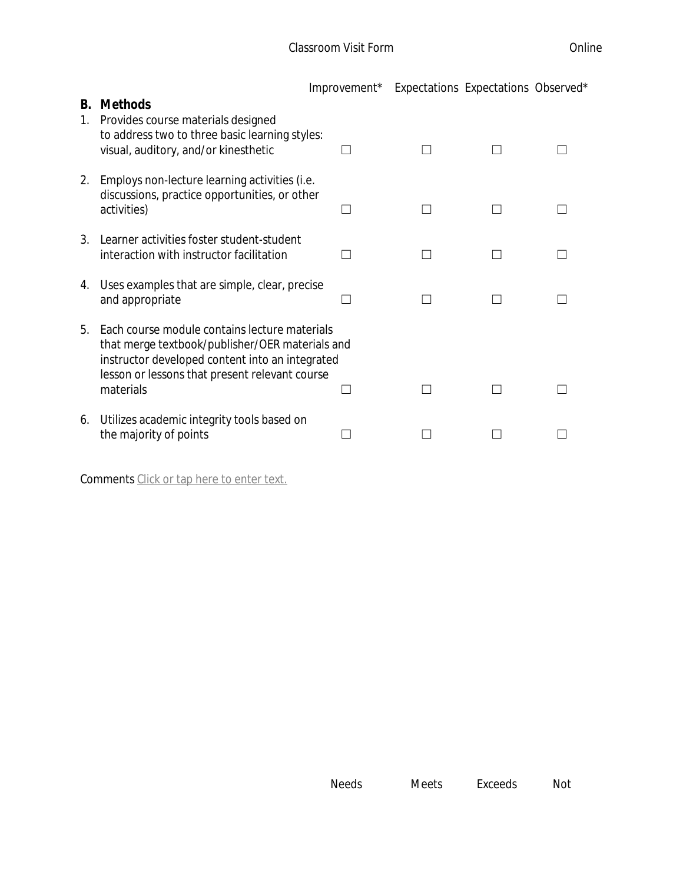| B. Methods | Improvement* | Expectations | Expectations | Observed* |
| --- | --- | --- | --- | --- |
| 1. Provides course materials designed to address two to three basic learning styles: visual, auditory, and/or kinesthetic | ☐ | ☐ | ☐ | ☐ |
| 2. Employs non-lecture learning activities (i.e. discussions, practice opportunities, or other activities) | ☐ | ☐ | ☐ | ☐ |
| 3. Learner activities foster student-student interaction with instructor facilitation | ☐ | ☐ | ☐ | ☐ |
| 4. Uses examples that are simple, clear, precise and appropriate | ☐ | ☐ | ☐ | ☐ |
| 5. Each course module contains lecture materials that merge textbook/publisher/OER materials and instructor developed content into an integrated lesson or lessons that present relevant course materials | ☐ | ☐ | ☐ | ☐ |
| 6. Utilizes academic integrity tools based on the majority of points | ☐ | ☐ | ☐ | ☐ |

Comments Click or tap here to enter text.

| | | | |
| --- | --- | --- | --- |
| Needs | Meets | Exceeds | Not |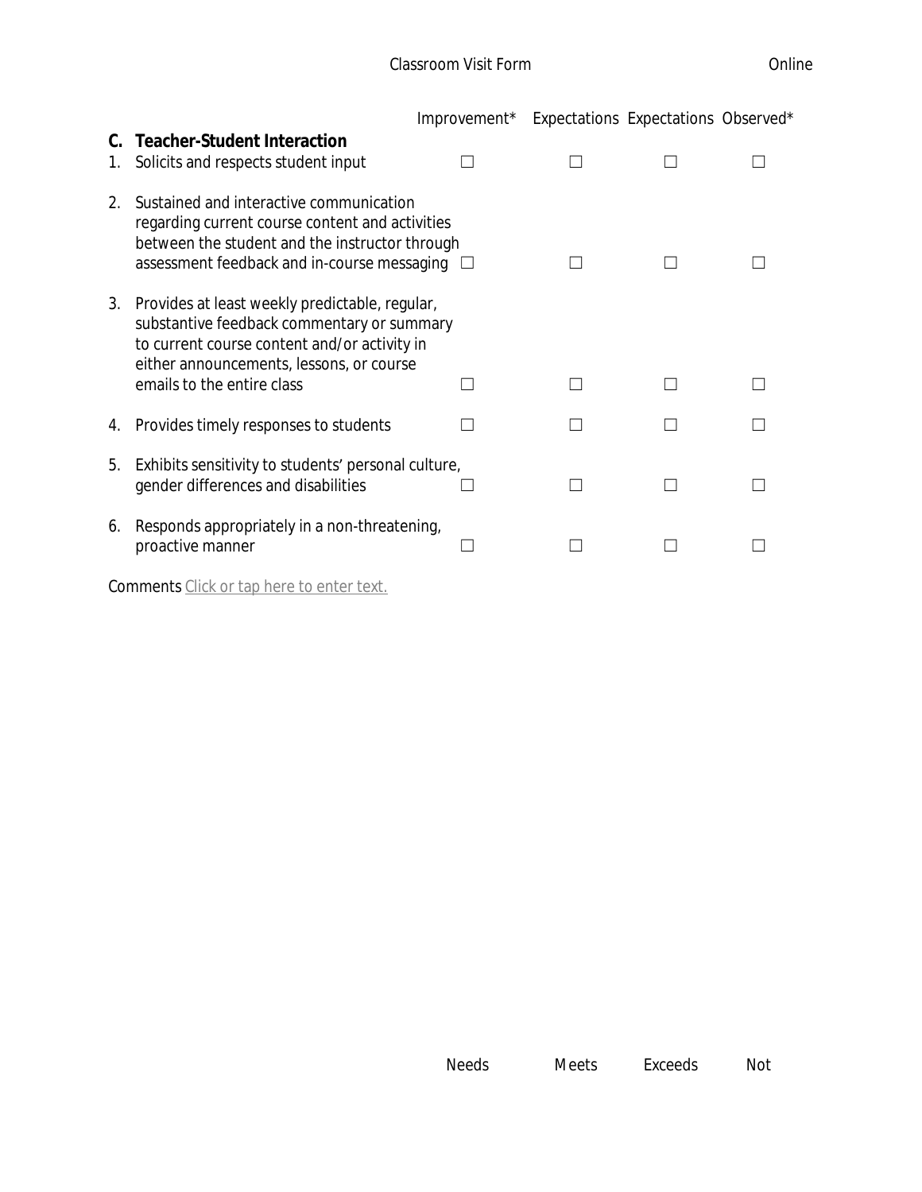| C. Teacher-Student Interaction | Needs Improvement* | Meets Expectations | Exceeds Expectations | Not Observed* |
|---|---|---|---|---|
| 1. Solicits and respects student input | ☐ | ☐ | ☐ | ☐ |
| 2. Sustained and interactive communication regarding current course content and activities between the student and the instructor through assessment feedback and in-course messaging | ☐ | ☐ | ☐ | ☐ |
| 3. Provides at least weekly predictable, regular, substantive feedback commentary or summary to current course content and/or activity in either announcements, lessons, or course emails to the entire class | ☐ | ☐ | ☐ | ☐ |
| 4. Provides timely responses to students | ☐ | ☐ | ☐ | ☐ |
| 5. Exhibits sensitivity to students' personal culture, gender differences and disabilities | ☐ | ☐ | ☐ | ☐ |
| 6. Responds appropriately in a non-threatening, proactive manner | ☐ | ☐ | ☐ | ☐ |

Comments Click or tap here to enter text.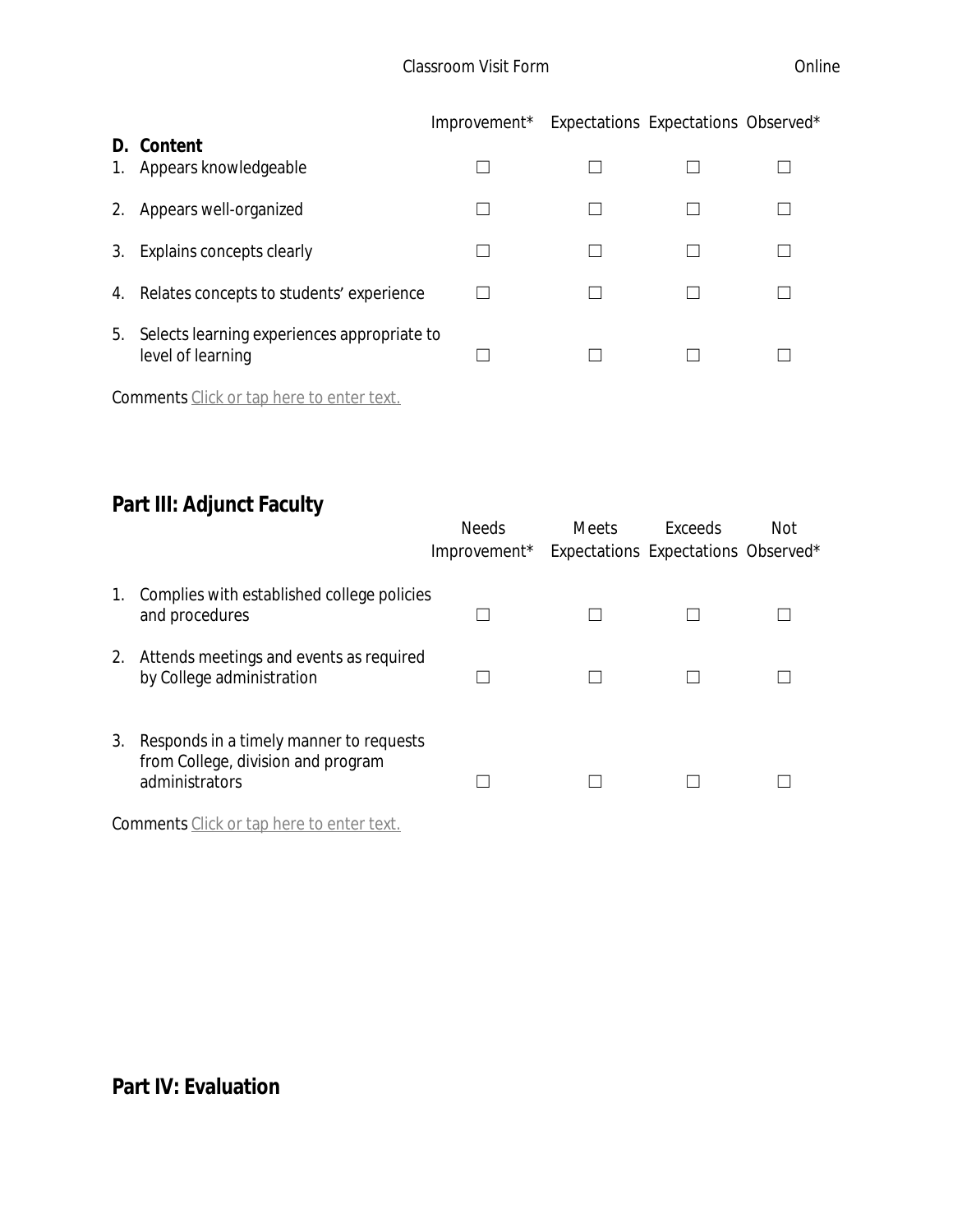| | Needs Improvement* | Meets Expectations | Exceeds Expectations | Not Observed* |
|---|---|---|---|---|
| **D. Content** | | | | |
| 1. Appears knowledgeable | ☐ | ☐ | ☐ | ☐ |
| 2. Appears well-organized | ☐ | ☐ | ☐ | ☐ |
| 3. Explains concepts clearly | ☐ | ☐ | ☐ | ☐ |
| 4. Relates concepts to students' experience | ☐ | ☐ | ☐ | ☐ |
| 5. Selects learning experiences appropriate to level of learning | ☐ | ☐ | ☐ | ☐ |

Comments Click or tap here to enter text.

## Part III: Adjunct Faculty

| | Needs Improvement* | Meets Expectations | Exceeds Expectations | Not Observed* |
|---|---|---|---|---|
| 1. Complies with established college policies and procedures | ☐ | ☐ | ☐ | ☐ |
| 2. Attends meetings and events as required by College administration | ☐ | ☐ | ☐ | ☐ |
| 3. Responds in a timely manner to requests from College, division and program administrators | ☐ | ☐ | ☐ | ☐ |

Comments Click or tap here to enter text.

## Part IV: Evaluation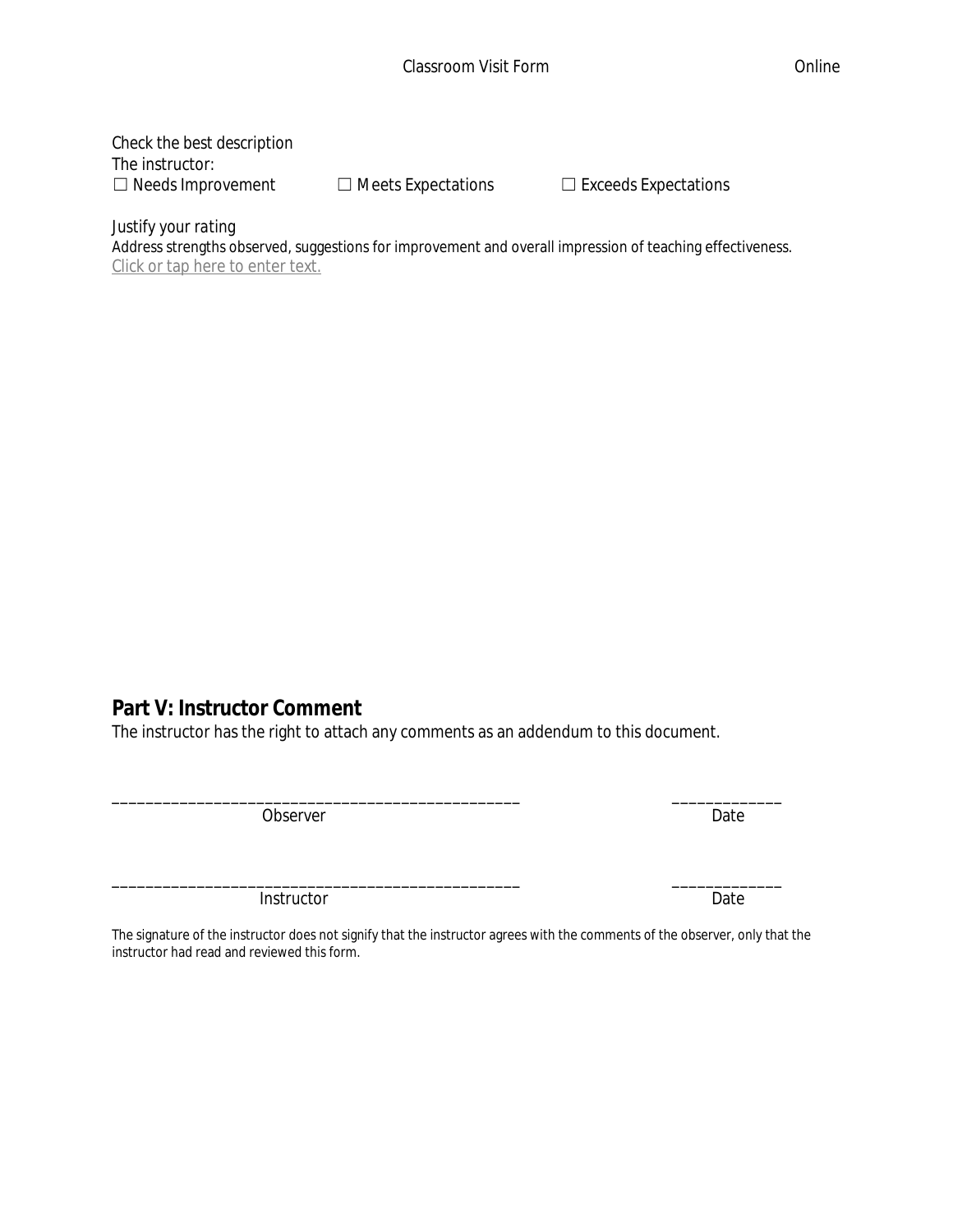Check the best description

The instructor:

☐ Needs Improvement ☐ Meets Expectations ☐ Exceeds Expectations

Justify your rating

Address strengths observed, suggestions for improvement and overall impression of teaching effectiveness.

Click or tap here to enter text.

## Part V: Instructor Comment

The instructor has the right to attach any comments as an addendum to this document.

_______________________________________________ _____________

Observer Date

_______________________________________________ _____________

Instructor Date

The signature of the instructor does not signify that the instructor agrees with the comments of the observer, only that the instructor had read and reviewed this form.